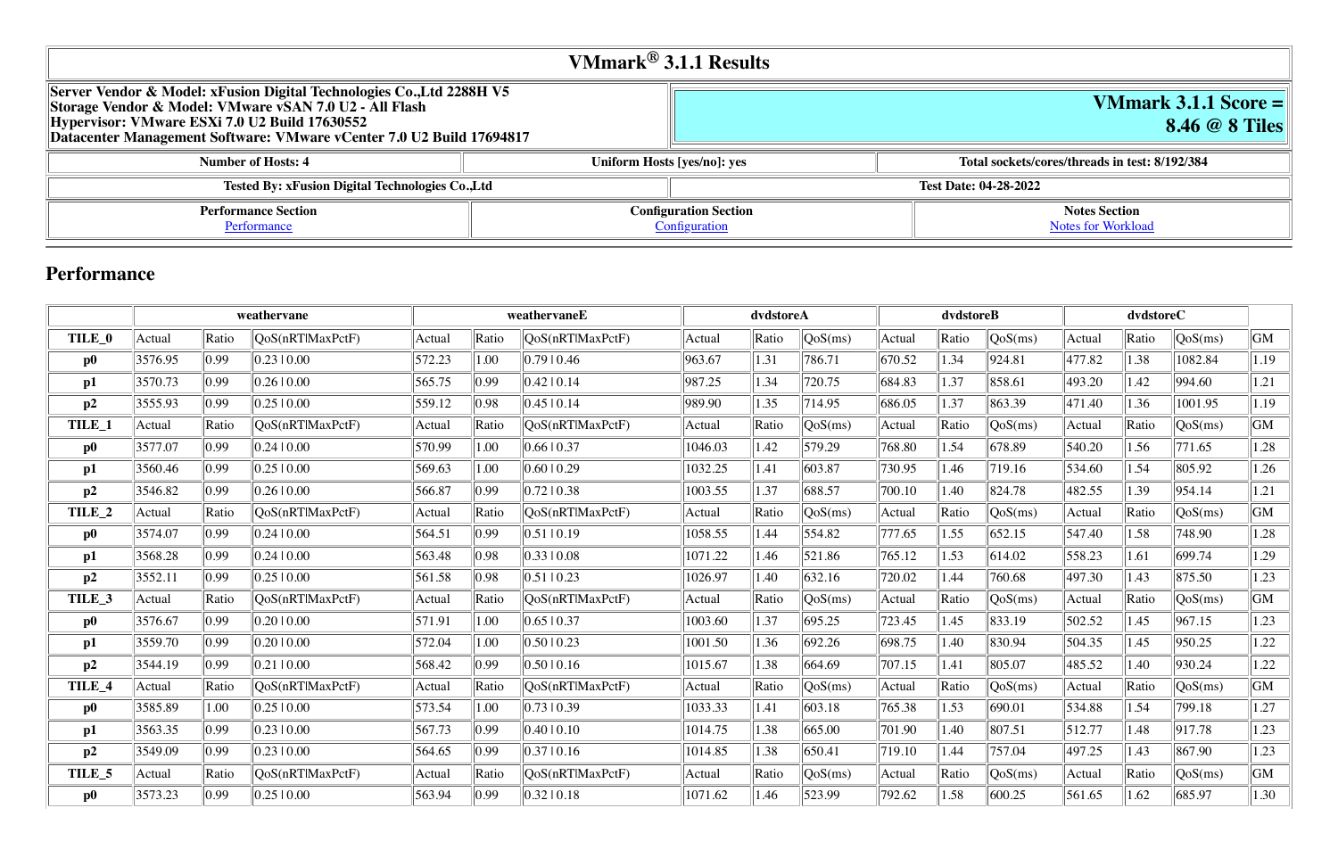# VMmark® 3.1.1 Results

| Server Vendor & Model: xFusion Digital Technologies Co.,Ltd 2288H V5<br>Storage Vendor & Model: VMware vSAN 7.0 U2 - All Flash<br>Hypervisor: VMware ESXi 7.0 U2 Build 17630552<br>Datacenter Management Software: VMware vCenter 7.0 U2 Build 17694817 | **VMmark 3.1.1 Score = 8.46 @ 8 Tiles** |
|---|---|

| Number of Hosts: 4 | Uniform Hosts [yes/no]: yes | Total sockets/cores/threads in test: 8/192/384 |
|---|---|---|

| Tested By: xFusion Digital Technologies Co.,Ltd | Test Date: 04-28-2022 |
|---|---|

| Performance Section | Configuration Section | Notes Section |
|---|---|---|
| Performance | Configuration | Notes for Workload |

## Performance

| | weathervane | | | weathervaneE | | | dvdstoreA | | | dvdstoreB | | | dvdstoreC | | | |
|---|---|---|---|---|---|---|---|---|---|---|---|---|---|---|---|---|
| **TILE_0** | Actual | Ratio | QoS(nRT\|MaxPctF) | Actual | Ratio | QoS(nRT\|MaxPctF) | Actual | Ratio | QoS(ms) | Actual | Ratio | QoS(ms) | Actual | Ratio | QoS(ms) | GM |
| **p0** | 3576.95 | 0.99 | 0.23 \| 0.00 | 572.23 | 1.00 | 0.79 \| 0.46 | 963.67 | 1.31 | 786.71 | 670.52 | 1.34 | 924.81 | 477.82 | 1.38 | 1082.84 | 1.19 |
| **p1** | 3570.73 | 0.99 | 0.26 \| 0.00 | 565.75 | 0.99 | 0.42 \| 0.14 | 987.25 | 1.34 | 720.75 | 684.83 | 1.37 | 858.61 | 493.20 | 1.42 | 994.60 | 1.21 |
| **p2** | 3555.93 | 0.99 | 0.25 \| 0.00 | 559.12 | 0.98 | 0.45 \| 0.14 | 989.90 | 1.35 | 714.95 | 686.05 | 1.37 | 863.39 | 471.40 | 1.36 | 1001.95 | 1.19 |
| **TILE_1** | Actual | Ratio | QoS(nRT\|MaxPctF) | Actual | Ratio | QoS(nRT\|MaxPctF) | Actual | Ratio | QoS(ms) | Actual | Ratio | QoS(ms) | Actual | Ratio | QoS(ms) | GM |
| **p0** | 3577.07 | 0.99 | 0.24 \| 0.00 | 570.99 | 1.00 | 0.66 \| 0.37 | 1046.03 | 1.42 | 579.29 | 768.80 | 1.54 | 678.89 | 540.20 | 1.56 | 771.65 | 1.28 |
| **p1** | 3560.46 | 0.99 | 0.25 \| 0.00 | 569.63 | 1.00 | 0.60 \| 0.29 | 1032.25 | 1.41 | 603.87 | 730.95 | 1.46 | 719.16 | 534.60 | 1.54 | 805.92 | 1.26 |
| **p2** | 3546.82 | 0.99 | 0.26 \| 0.00 | 566.87 | 0.99 | 0.72 \| 0.38 | 1003.55 | 1.37 | 688.57 | 700.10 | 1.40 | 824.78 | 482.55 | 1.39 | 954.14 | 1.21 |
| **TILE_2** | Actual | Ratio | QoS(nRT\|MaxPctF) | Actual | Ratio | QoS(nRT\|MaxPctF) | Actual | Ratio | QoS(ms) | Actual | Ratio | QoS(ms) | Actual | Ratio | QoS(ms) | GM |
| **p0** | 3574.07 | 0.99 | 0.24 \| 0.00 | 564.51 | 0.99 | 0.51 \| 0.19 | 1058.55 | 1.44 | 554.82 | 777.65 | 1.55 | 652.15 | 547.40 | 1.58 | 748.90 | 1.28 |
| **p1** | 3568.28 | 0.99 | 0.24 \| 0.00 | 563.48 | 0.98 | 0.33 \| 0.08 | 1071.22 | 1.46 | 521.86 | 765.12 | 1.53 | 614.02 | 558.23 | 1.61 | 699.74 | 1.29 |
| **p2** | 3552.11 | 0.99 | 0.25 \| 0.00 | 561.58 | 0.98 | 0.51 \| 0.23 | 1026.97 | 1.40 | 632.16 | 720.02 | 1.44 | 760.68 | 497.30 | 1.43 | 875.50 | 1.23 |
| **TILE_3** | Actual | Ratio | QoS(nRT\|MaxPctF) | Actual | Ratio | QoS(nRT\|MaxPctF) | Actual | Ratio | QoS(ms) | Actual | Ratio | QoS(ms) | Actual | Ratio | QoS(ms) | GM |
| **p0** | 3576.67 | 0.99 | 0.20 \| 0.00 | 571.91 | 1.00 | 0.65 \| 0.37 | 1003.60 | 1.37 | 695.25 | 723.45 | 1.45 | 833.19 | 502.52 | 1.45 | 967.15 | 1.23 |
| **p1** | 3559.70 | 0.99 | 0.20 \| 0.00 | 572.04 | 1.00 | 0.50 \| 0.23 | 1001.50 | 1.36 | 692.26 | 698.75 | 1.40 | 830.94 | 504.35 | 1.45 | 950.25 | 1.22 |
| **p2** | 3544.19 | 0.99 | 0.21 \| 0.00 | 568.42 | 0.99 | 0.50 \| 0.16 | 1015.67 | 1.38 | 664.69 | 707.15 | 1.41 | 805.07 | 485.52 | 1.40 | 930.24 | 1.22 |
| **TILE_4** | Actual | Ratio | QoS(nRT\|MaxPctF) | Actual | Ratio | QoS(nRT\|MaxPctF) | Actual | Ratio | QoS(ms) | Actual | Ratio | QoS(ms) | Actual | Ratio | QoS(ms) | GM |
| **p0** | 3585.89 | 1.00 | 0.25 \| 0.00 | 573.54 | 1.00 | 0.73 \| 0.39 | 1033.33 | 1.41 | 603.18 | 765.38 | 1.53 | 690.01 | 534.88 | 1.54 | 799.18 | 1.27 |
| **p1** | 3563.35 | 0.99 | 0.23 \| 0.00 | 567.73 | 0.99 | 0.40 \| 0.10 | 1014.75 | 1.38 | 665.00 | 701.90 | 1.40 | 807.51 | 512.77 | 1.48 | 917.78 | 1.23 |
| **p2** | 3549.09 | 0.99 | 0.23 \| 0.00 | 564.65 | 0.99 | 0.37 \| 0.16 | 1014.85 | 1.38 | 650.41 | 719.10 | 1.44 | 757.04 | 497.25 | 1.43 | 867.90 | 1.23 |
| **TILE_5** | Actual | Ratio | QoS(nRT\|MaxPctF) | Actual | Ratio | QoS(nRT\|MaxPctF) | Actual | Ratio | QoS(ms) | Actual | Ratio | QoS(ms) | Actual | Ratio | QoS(ms) | GM |
| **p0** | 3573.23 | 0.99 | 0.25 \| 0.00 | 563.94 | 0.99 | 0.32 \| 0.18 | 1071.62 | 1.46 | 523.99 | 792.62 | 1.58 | 600.25 | 561.65 | 1.62 | 685.97 | 1.30 |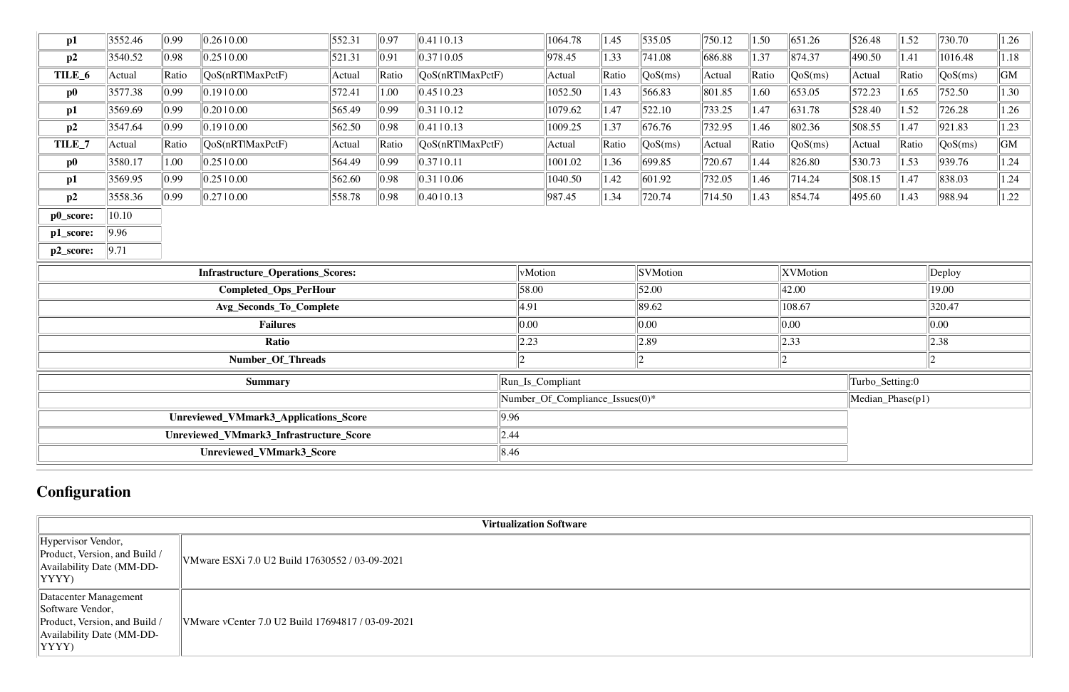| p1 | 3552.46 | 0.99 | 0.26 \| 0.00 | 552.31 | 0.97 | 0.41 \| 0.13 | 1064.78 | 1.45 | 535.05 | 750.12 | 1.50 | 651.26 | 526.48 | 1.52 | 730.70 | 1.26 |
|---|---|---|---|---|---|---|---|---|---|---|---|---|---|---|---|---|
| p2 | 3540.52 | 0.98 | 0.25 \| 0.00 | 521.31 | 0.91 | 0.37 \| 0.05 | 978.45 | 1.33 | 741.08 | 686.88 | 1.37 | 874.37 | 490.50 | 1.41 | 1016.48 | 1.18 |
| **TILE_6** | Actual | Ratio | QoS(nRT\|MaxPctF) | Actual | Ratio | QoS(nRT\|MaxPctF) | Actual | Ratio | QoS(ms) | Actual | Ratio | QoS(ms) | Actual | Ratio | QoS(ms) | GM |
| p0 | 3577.38 | 0.99 | 0.19 \| 0.00 | 572.41 | 1.00 | 0.45 \| 0.23 | 1052.50 | 1.43 | 566.83 | 801.85 | 1.60 | 653.05 | 572.23 | 1.65 | 752.50 | 1.30 |
| p1 | 3569.69 | 0.99 | 0.20 \| 0.00 | 565.49 | 0.99 | 0.31 \| 0.12 | 1079.62 | 1.47 | 522.10 | 733.25 | 1.47 | 631.78 | 528.40 | 1.52 | 726.28 | 1.26 |
| p2 | 3547.64 | 0.99 | 0.19 \| 0.00 | 562.50 | 0.98 | 0.41 \| 0.13 | 1009.25 | 1.37 | 676.76 | 732.95 | 1.46 | 802.36 | 508.55 | 1.47 | 921.83 | 1.23 |
| **TILE_7** | Actual | Ratio | QoS(nRT\|MaxPctF) | Actual | Ratio | QoS(nRT\|MaxPctF) | Actual | Ratio | QoS(ms) | Actual | Ratio | QoS(ms) | Actual | Ratio | QoS(ms) | GM |
| p0 | 3580.17 | 1.00 | 0.25 \| 0.00 | 564.49 | 0.99 | 0.37 \| 0.11 | 1001.02 | 1.36 | 699.85 | 720.67 | 1.44 | 826.80 | 530.73 | 1.53 | 939.76 | 1.24 |
| p1 | 3569.95 | 0.99 | 0.25 \| 0.00 | 562.60 | 0.98 | 0.31 \| 0.06 | 1040.50 | 1.42 | 601.92 | 732.05 | 1.46 | 714.24 | 508.15 | 1.47 | 838.03 | 1.24 |
| p2 | 3558.36 | 0.99 | 0.27 \| 0.00 | 558.78 | 0.98 | 0.40 \| 0.13 | 987.45 | 1.34 | 720.74 | 714.50 | 1.43 | 854.74 | 495.60 | 1.43 | 988.94 | 1.22 |

| **p0_score:** | 10.10 |
|---|---|
| **p1_score:** | 9.96 |
| **p2_score:** | 9.71 |

| **Infrastructure_Operations_Scores:** | vMotion | SVMotion | XVMotion | Deploy |
|---|---|---|---|---|
| **Completed_Ops_PerHour** | 58.00 | 52.00 | 42.00 | 19.00 |
| **Avg_Seconds_To_Complete** | 4.91 | 89.62 | 108.67 | 320.47 |
| **Failures** | 0.00 | 0.00 | 0.00 | 0.00 |
| **Ratio** | 2.23 | 2.89 | 2.33 | 2.38 |
| **Number_Of_Threads** | 2 | 2 | 2 | 2 |

| **Summary** | Run_Is_Compliant | Turbo_Setting:0 |
|---|---|---|
| | Number_Of_Compliance_Issues(0)* | Median_Phase(p1) |
| **Unreviewed_VMmark3_Applications_Score** | 9.96 | |
| **Unreviewed_VMmark3_Infrastructure_Score** | 2.44 | |
| **Unreviewed_VMmark3_Score** | 8.46 | |

## Configuration

| Virtualization Software | |
|---|---|
| Hypervisor Vendor, Product, Version, and Build / Availability Date (MM-DD-YYYY) | VMware ESXi 7.0 U2 Build 17630552 / 03-09-2021 |
| Datacenter Management Software Vendor, Product, Version, and Build / Availability Date (MM-DD-YYYY) | VMware vCenter 7.0 U2 Build 17694817 / 03-09-2021 |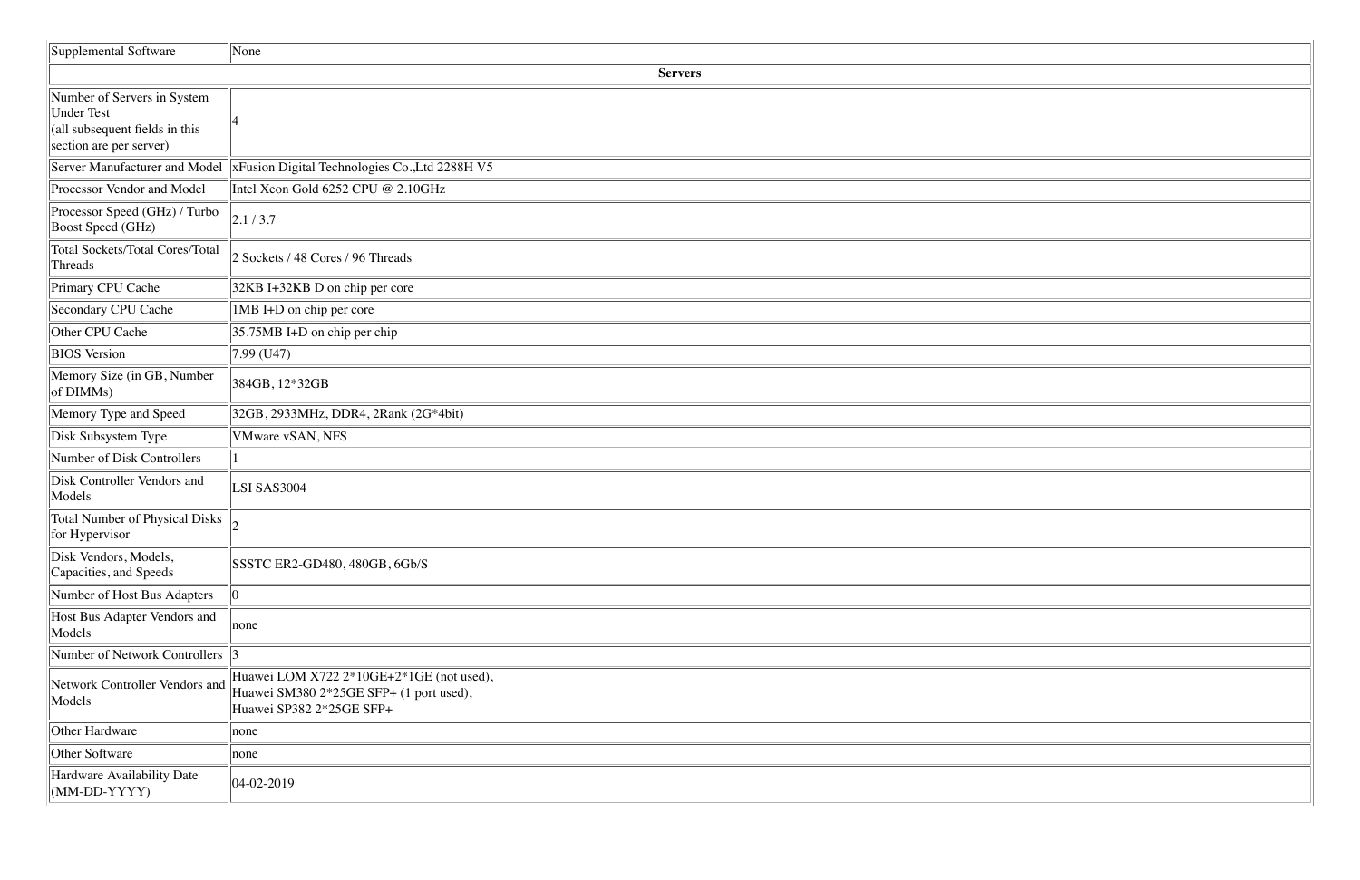| Supplemental Software | None |
|---|---|
| **Servers** | |
| Number of Servers in System Under Test (all subsequent fields in this section are per server) | 4 |
| Server Manufacturer and Model | xFusion Digital Technologies Co.,Ltd 2288H V5 |
| Processor Vendor and Model | Intel Xeon Gold 6252 CPU @ 2.10GHz |
| Processor Speed (GHz) / Turbo Boost Speed (GHz) | 2.1 / 3.7 |
| Total Sockets/Total Cores/Total Threads | 2 Sockets / 48 Cores / 96 Threads |
| Primary CPU Cache | 32KB I+32KB D on chip per core |
| Secondary CPU Cache | 1MB I+D on chip per core |
| Other CPU Cache | 35.75MB I+D on chip per chip |
| BIOS Version | 7.99 (U47) |
| Memory Size (in GB, Number of DIMMs) | 384GB, 12*32GB |
| Memory Type and Speed | 32GB, 2933MHz, DDR4, 2Rank (2G*4bit) |
| Disk Subsystem Type | VMware vSAN, NFS |
| Number of Disk Controllers | 1 |
| Disk Controller Vendors and Models | LSI SAS3004 |
| Total Number of Physical Disks for Hypervisor | 2 |
| Disk Vendors, Models, Capacities, and Speeds | SSSTC ER2-GD480, 480GB, 6Gb/S |
| Number of Host Bus Adapters | 0 |
| Host Bus Adapter Vendors and Models | none |
| Number of Network Controllers | 3 |
| Network Controller Vendors and Models | Huawei LOM X722 2*10GE+2*1GE (not used),<br>Huawei SM380 2*25GE SFP+ (1 port used),<br>Huawei SP382 2*25GE SFP+ |
| Other Hardware | none |
| Other Software | none |
| Hardware Availability Date (MM-DD-YYYY) | 04-02-2019 |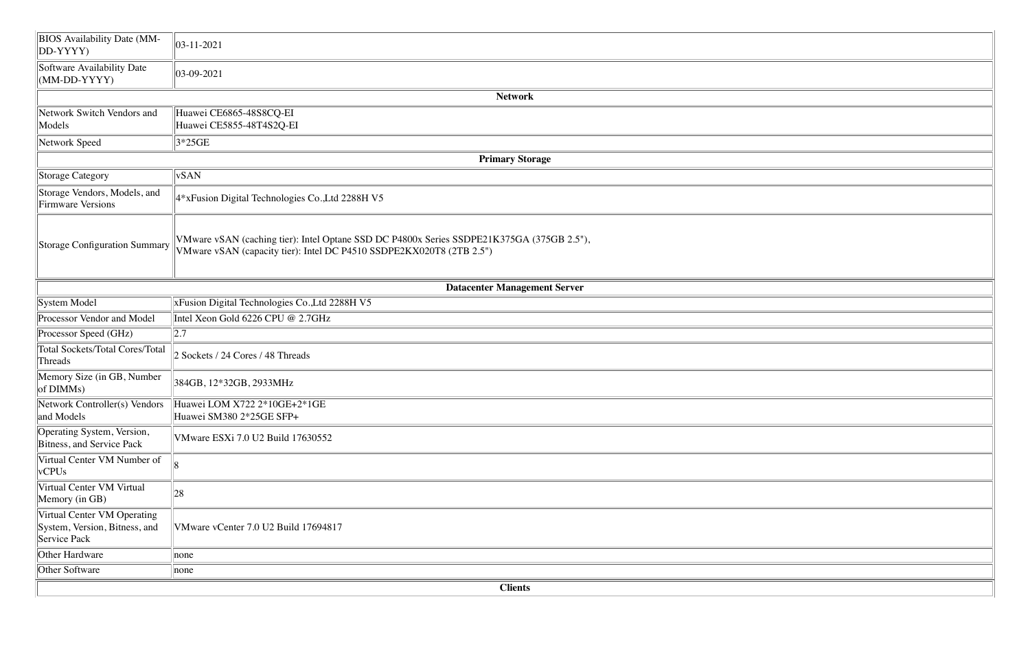| | |
|---|---|
| BIOS Availability Date (MM-DD-YYYY) | 03-11-2021 |
| Software Availability Date (MM-DD-YYYY) | 03-09-2021 |
| **Network** | |
| Network Switch Vendors and Models | Huawei CE6865-48S8CQ-EI<br>Huawei CE5855-48T4S2Q-EI |
| Network Speed | 3*25GE |
| **Primary Storage** | |
| Storage Category | vSAN |
| Storage Vendors, Models, and Firmware Versions | 4*xFusion Digital Technologies Co.,Ltd 2288H V5 |
| Storage Configuration Summary | VMware vSAN (caching tier): Intel Optane SSD DC P4800x Series SSDPE21K375GA (375GB 2.5"),<br>VMware vSAN (capacity tier): Intel DC P4510 SSDPE2KX020T8 (2TB 2.5") |
| **Datacenter Management Server** | |
| System Model | xFusion Digital Technologies Co.,Ltd 2288H V5 |
| Processor Vendor and Model | Intel Xeon Gold 6226 CPU @ 2.7GHz |
| Processor Speed (GHz) | 2.7 |
| Total Sockets/Total Cores/Total Threads | 2 Sockets / 24 Cores / 48 Threads |
| Memory Size (in GB, Number of DIMMs) | 384GB, 12*32GB, 2933MHz |
| Network Controller(s) Vendors and Models | Huawei LOM X722 2*10GE+2*1GE<br>Huawei SM380 2*25GE SFP+ |
| Operating System, Version, Bitness, and Service Pack | VMware ESXi 7.0 U2 Build 17630552 |
| Virtual Center VM Number of vCPUs | 8 |
| Virtual Center VM Virtual Memory (in GB) | 28 |
| Virtual Center VM Operating System, Version, Bitness, and Service Pack | VMware vCenter 7.0 U2 Build 17694817 |
| Other Hardware | none |
| Other Software | none |
| **Clients** | |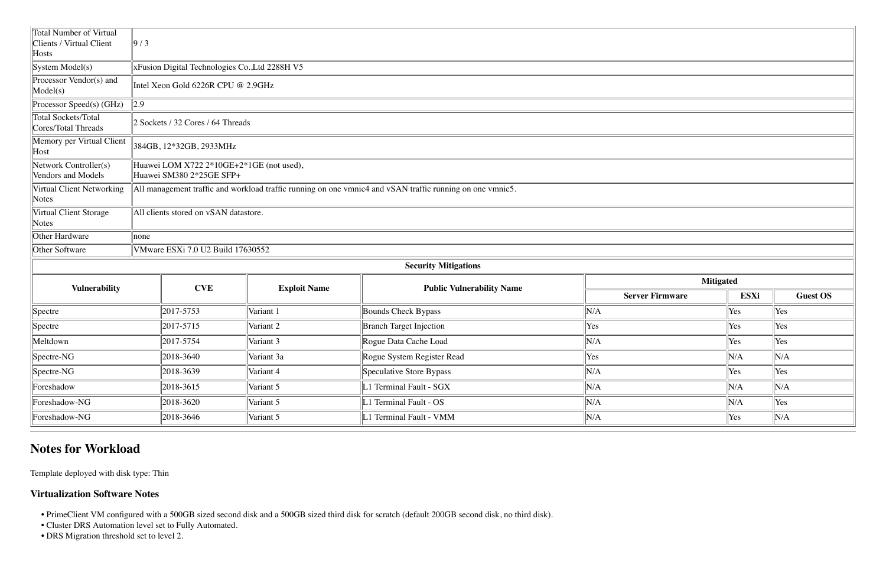| | |
|---|---|
| Total Number of Virtual Clients / Virtual Client Hosts | 9 / 3 |
| System Model(s) | xFusion Digital Technologies Co.,Ltd 2288H V5 |
| Processor Vendor(s) and Model(s) | Intel Xeon Gold 6226R CPU @ 2.9GHz |
| Processor Speed(s) (GHz) | 2.9 |
| Total Sockets/Total Cores/Total Threads | 2 Sockets / 32 Cores / 64 Threads |
| Memory per Virtual Client Host | 384GB, 12*32GB, 2933MHz |
| Network Controller(s) Vendors and Models | Huawei LOM X722 2*10GE+2*1GE (not used), Huawei SM380 2*25GE SFP+ |
| Virtual Client Networking Notes | All management traffic and workload traffic running on one vmnic4 and vSAN traffic running on one vmnic5. |
| Virtual Client Storage Notes | All clients stored on vSAN datastore. |
| Other Hardware | none |
| Other Software | VMware ESXi 7.0 U2 Build 17630552 |

**Security Mitigations**

| Vulnerability | CVE | Exploit Name | Public Vulnerability Name | Mitigated | | |
|---|---|---|---|---|---|---|
| | | | | Server Firmware | ESXi | Guest OS |
| Spectre | 2017-5753 | Variant 1 | Bounds Check Bypass | N/A | Yes | Yes |
| Spectre | 2017-5715 | Variant 2 | Branch Target Injection | Yes | Yes | Yes |
| Meltdown | 2017-5754 | Variant 3 | Rogue Data Cache Load | N/A | Yes | Yes |
| Spectre-NG | 2018-3640 | Variant 3a | Rogue System Register Read | Yes | N/A | N/A |
| Spectre-NG | 2018-3639 | Variant 4 | Speculative Store Bypass | N/A | Yes | Yes |
| Foreshadow | 2018-3615 | Variant 5 | L1 Terminal Fault - SGX | N/A | N/A | N/A |
| Foreshadow-NG | 2018-3620 | Variant 5 | L1 Terminal Fault - OS | N/A | N/A | Yes |
| Foreshadow-NG | 2018-3646 | Variant 5 | L1 Terminal Fault - VMM | N/A | Yes | N/A |

## Notes for Workload

Template deployed with disk type: Thin

### Virtualization Software Notes

- PrimeClient VM configured with a 500GB sized second disk and a 500GB sized third disk for scratch (default 200GB second disk, no third disk).
- Cluster DRS Automation level set to Fully Automated.
- DRS Migration threshold set to level 2.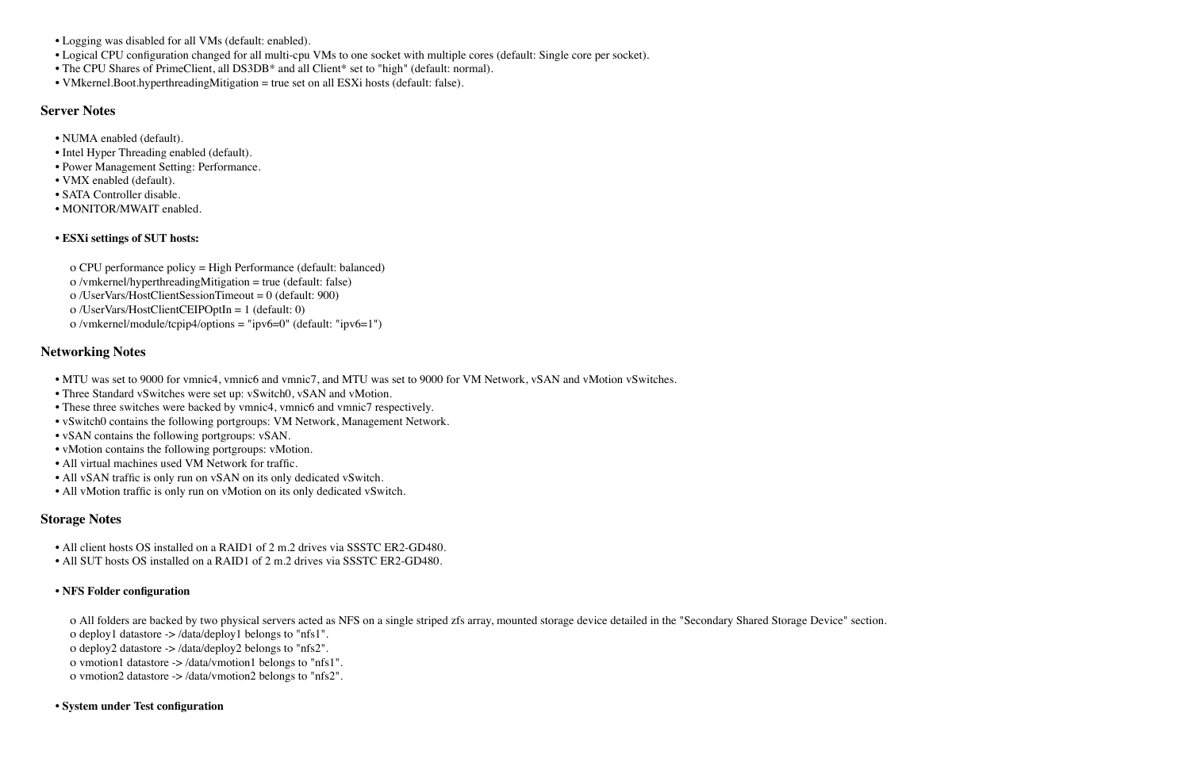- Logging was disabled for all VMs (default: enabled).
- Logical CPU configuration changed for all multi-cpu VMs to one socket with multiple cores (default: Single core per socket).
- The CPU Shares of PrimeClient, all DS3DB* and all Client* set to "high" (default: normal).
- VMkernel.Boot.hyperthreadingMitigation = true set on all ESXi hosts (default: false).

### Server Notes

- NUMA enabled (default).
- Intel Hyper Threading enabled (default).
- Power Management Setting: Performance.
- VMX enabled (default).
- SATA Controller disable.
- MONITOR/MWAIT enabled.
- **ESXi settings of SUT hosts:**
    - CPU performance policy = High Performance (default: balanced)
    - /vmkernel/hyperthreadingMitigation = true (default: false)
    - /UserVars/HostClientSessionTimeout = 0 (default: 900)
    - /UserVars/HostClientCEIPOptIn = 1 (default: 0)
    - /vmkernel/module/tcpip4/options = "ipv6=0" (default: "ipv6=1")

### Networking Notes

- MTU was set to 9000 for vmnic4, vmnic6 and vmnic7, and MTU was set to 9000 for VM Network, vSAN and vMotion vSwitches.
- Three Standard vSwitches were set up: vSwitch0, vSAN and vMotion.
- These three switches were backed by vmnic4, vmnic6 and vmnic7 respectively.
- vSwitch0 contains the following portgroups: VM Network, Management Network.
- vSAN contains the following portgroups: vSAN.
- vMotion contains the following portgroups: vMotion.
- All virtual machines used VM Network for traffic.
- All vSAN traffic is only run on vSAN on its only dedicated vSwitch.
- All vMotion traffic is only run on vMotion on its only dedicated vSwitch.

### Storage Notes

- All client hosts OS installed on a RAID1 of 2 m.2 drives via SSSTC ER2-GD480.
- All SUT hosts OS installed on a RAID1 of 2 m.2 drives via SSSTC ER2-GD480.
- **NFS Folder configuration**
    - All folders are backed by two physical servers acted as NFS on a single striped zfs array, mounted storage device detailed in the "Secondary Shared Storage Device" section.
    - deploy1 datastore -> /data/deploy1 belongs to "nfs1".
    - deploy2 datastore -> /data/deploy2 belongs to "nfs2".
    - vmotion1 datastore -> /data/vmotion1 belongs to "nfs1".
    - vmotion2 datastore -> /data/vmotion2 belongs to "nfs2".
- **System under Test configuration**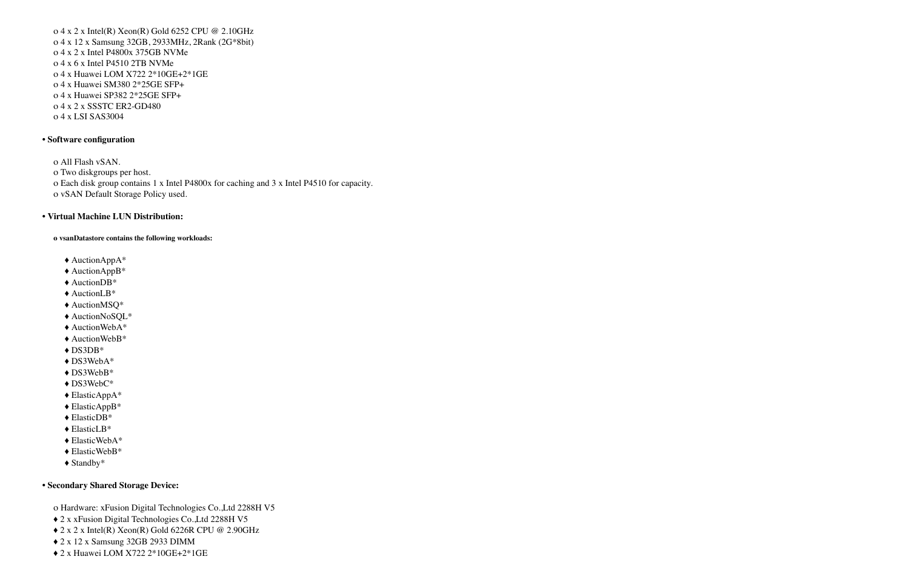- o 4 x 2 x Intel(R) Xeon(R) Gold 6252 CPU @ 2.10GHz
- o 4 x 12 x Samsung 32GB, 2933MHz, 2Rank (2G*8bit)
- o 4 x 2 x Intel P4800x 375GB NVMe
- o 4 x 6 x Intel P4510 2TB NVMe
- o 4 x Huawei LOM X722 2*10GE+2*1GE
- o 4 x Huawei SM380 2*25GE SFP+
- o 4 x Huawei SP382 2*25GE SFP+
- o 4 x 2 x SSSTC ER2-GD480
- o 4 x LSI SAS3004

• **Software configuration**

- o All Flash vSAN.
- o Two diskgroups per host.
- o Each disk group contains 1 x Intel P4800x for caching and 3 x Intel P4510 for capacity.
- o vSAN Default Storage Policy used.

• **Virtual Machine LUN Distribution:**

- **o vsanDatastore contains the following workloads:**
  - ♦ AuctionAppA*
  - ♦ AuctionAppB*
  - ♦ AuctionDB*
  - ♦ AuctionLB*
  - ♦ AuctionMSQ*
  - ♦ AuctionNoSQL*
  - ♦ AuctionWebA*
  - ♦ AuctionWebB*
  - ♦ DS3DB*
  - ♦ DS3WebA*
  - ♦ DS3WebB*
  - ♦ DS3WebC*
  - ♦ ElasticAppA*
  - ♦ ElasticAppB*
  - ♦ ElasticDB*
  - ♦ ElasticLB*
  - ♦ ElasticWebA*
  - ♦ ElasticWebB*
  - ♦ Standby*

• **Secondary Shared Storage Device:**

- o Hardware: xFusion Digital Technologies Co.,Ltd 2288H V5
- ♦ 2 x xFusion Digital Technologies Co.,Ltd 2288H V5
- ♦ 2 x 2 x Intel(R) Xeon(R) Gold 6226R CPU @ 2.90GHz
- ♦ 2 x 12 x Samsung 32GB 2933 DIMM
- ♦ 2 x Huawei LOM X722 2*10GE+2*1GE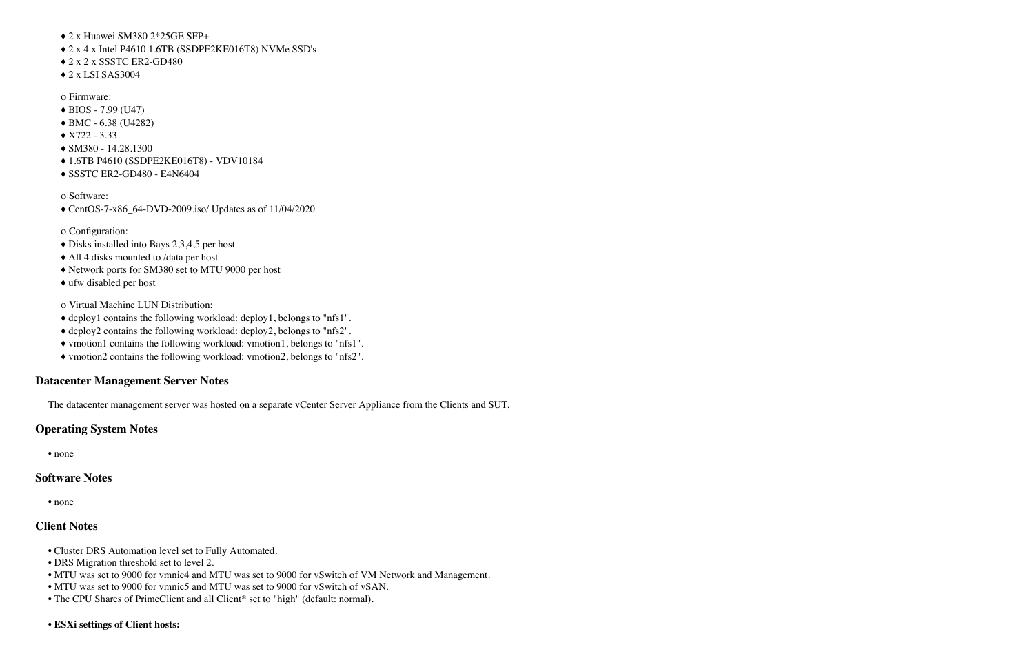- ♦ 2 x Huawei SM380 2*25GE SFP+
- ♦ 2 x 4 x Intel P4610 1.6TB (SSDPE2KE016T8) NVMe SSD's
- ♦ 2 x 2 x SSSTC ER2-GD480
- ♦ 2 x LSI SAS3004

o Firmware:

- ♦ BIOS - 7.99 (U47)
- ♦ BMC - 6.38 (U4282)
- ♦ X722 - 3.33
- ♦ SM380 - 14.28.1300
- ♦ 1.6TB P4610 (SSDPE2KE016T8) - VDV10184
- ♦ SSSTC ER2-GD480 - E4N6404

o Software:

- ♦ CentOS-7-x86_64-DVD-2009.iso/ Updates as of 11/04/2020

o Configuration:

- ♦ Disks installed into Bays 2,3,4,5 per host
- ♦ All 4 disks mounted to /data per host
- ♦ Network ports for SM380 set to MTU 9000 per host
- ♦ ufw disabled per host

o Virtual Machine LUN Distribution:

- ♦ deploy1 contains the following workload: deploy1, belongs to "nfs1".
- ♦ deploy2 contains the following workload: deploy2, belongs to "nfs2".
- ♦ vmotion1 contains the following workload: vmotion1, belongs to "nfs1".
- ♦ vmotion2 contains the following workload: vmotion2, belongs to "nfs2".

### Datacenter Management Server Notes

The datacenter management server was hosted on a separate vCenter Server Appliance from the Clients and SUT.

### Operating System Notes

- none

### Software Notes

- none

### Client Notes

- Cluster DRS Automation level set to Fully Automated.
- DRS Migration threshold set to level 2.
- MTU was set to 9000 for vmnic4 and MTU was set to 9000 for vSwitch of VM Network and Management.
- MTU was set to 9000 for vmnic5 and MTU was set to 9000 for vSwitch of vSAN.
- The CPU Shares of PrimeClient and all Client* set to "high" (default: normal).
- **ESXi settings of Client hosts:**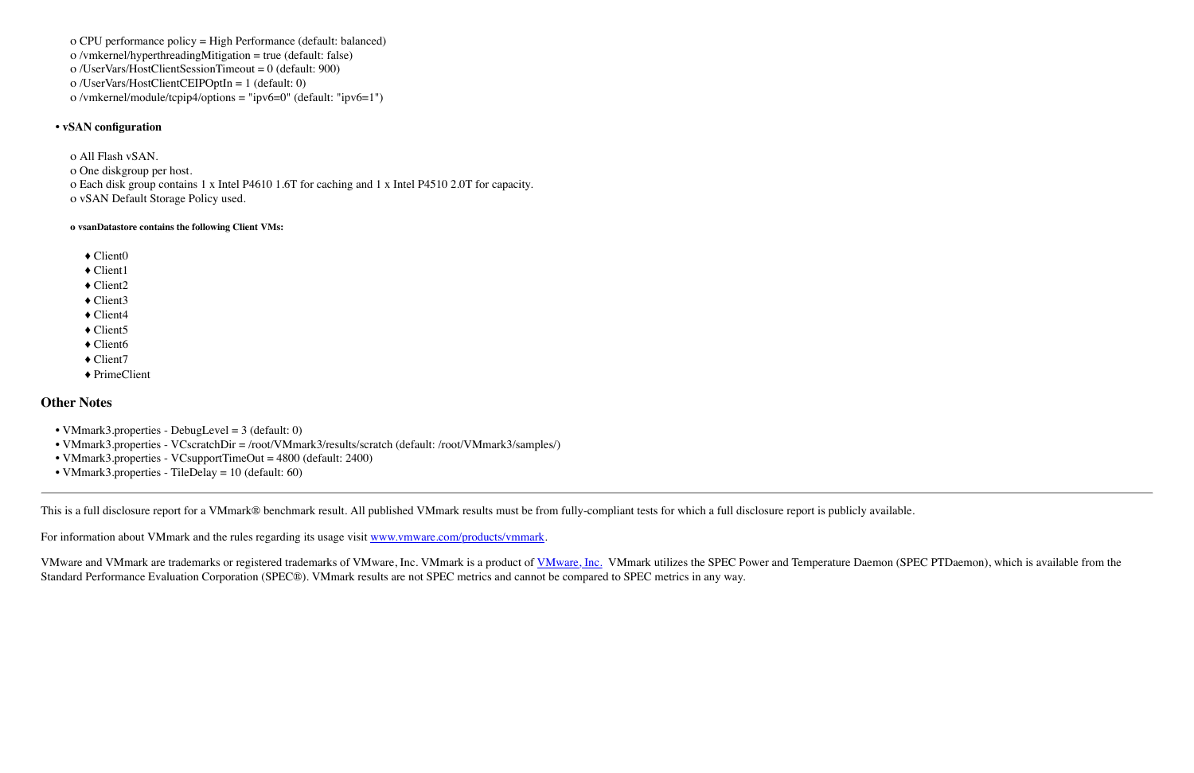- CPU performance policy = High Performance (default: balanced)
- /vmkernel/hyperthreadingMitigation = true (default: false)
- /UserVars/HostClientSessionTimeout = 0 (default: 900)
- /UserVars/HostClientCEIPOptIn = 1 (default: 0)
- /vmkernel/module/tcpip4/options = "ipv6=0" (default: "ipv6=1")

- **vSAN configuration**
  - All Flash vSAN.
  - One diskgroup per host.
  - Each disk group contains 1 x Intel P4610 1.6T for caching and 1 x Intel P4510 2.0T for capacity.
  - vSAN Default Storage Policy used.
  - **vsanDatastore contains the following Client VMs:**
    - Client0
    - Client1
    - Client2
    - Client3
    - Client4
    - Client5
    - Client6
    - Client7
    - PrimeClient

## Other Notes

- VMmark3.properties - DebugLevel = 3 (default: 0)
- VMmark3.properties - VCscratchDir = /root/VMmark3/results/scratch (default: /root/VMmark3/samples/)
- VMmark3.properties - VCsupportTimeOut = 4800 (default: 2400)
- VMmark3.properties - TileDelay = 10 (default: 60)

---

This is a full disclosure report for a VMmark® benchmark result. All published VMmark results must be from fully-compliant tests for which a full disclosure report is publicly available.

For information about VMmark and the rules regarding its usage visit www.vmware.com/products/vmmark.

VMware and VMmark are trademarks or registered trademarks of VMware, Inc. VMmark is a product of VMware, Inc. VMmark utilizes the SPEC Power and Temperature Daemon (SPEC PTDaemon), which is available from the Standard Performance Evaluation Corporation (SPEC®). VMmark results are not SPEC metrics and cannot be compared to SPEC metrics in any way.